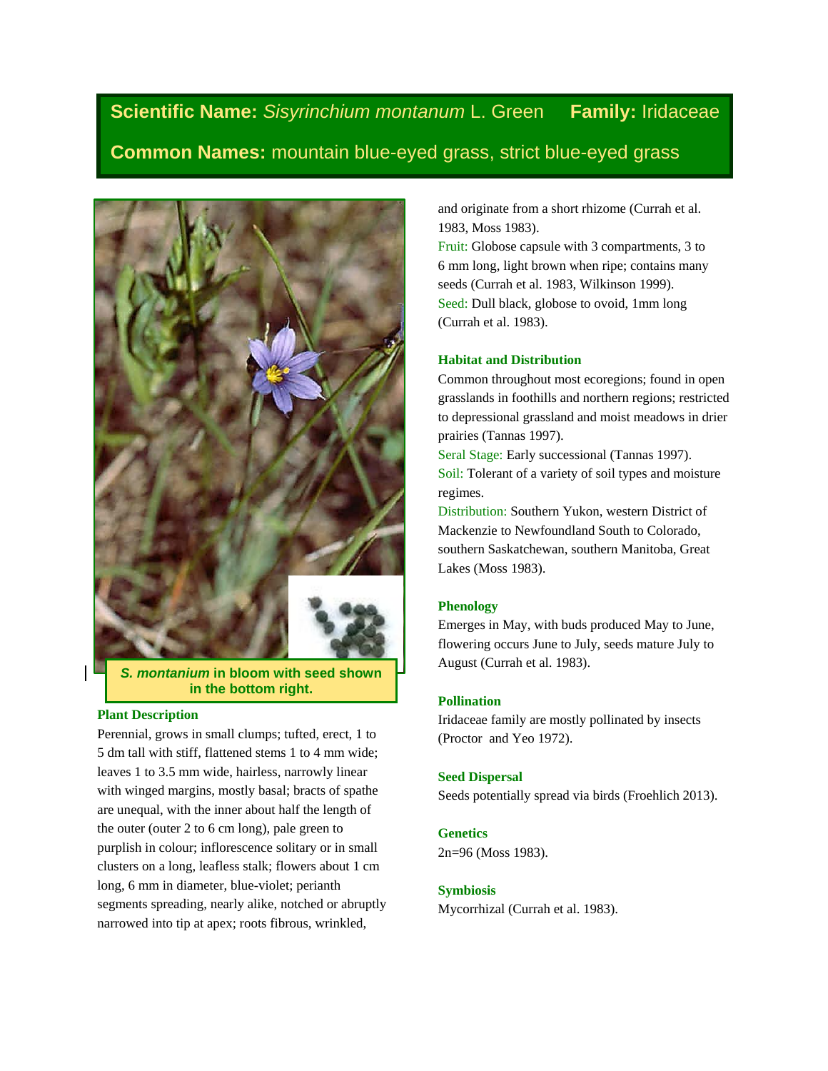**Scientific Name:** *Sisyrinchium montanum* L. Green **Family:** Iridaceae

**Common Names:** mountain blue-eyed grass, strict blue-eyed grass

***S. montanum*** **in bloom with seed shown in the bottom right.**

## Plant Description

Perennial, grows in small clumps; tufted, erect, 1 to 5 dm tall with stiff, flattened stems 1 to 4 mm wide; leaves 1 to 3.5 mm wide, hairless, narrowly linear with winged margins, mostly basal; bracts of spathe are unequal, with the inner about half the length of the outer (outer 2 to 6 cm long), pale green to purplish in colour; inflorescence solitary or in small clusters on a long, leafless stalk; flowers about 1 cm long, 6 mm in diameter, blue-violet; perianth segments spreading, nearly alike, notched or abruptly narrowed into tip at apex; roots fibrous, wrinkled, and originate from a short rhizome (Currah et al. 1983, Moss 1983).

Fruit: Globose capsule with 3 compartments, 3 to 6 mm long, light brown when ripe; contains many seeds (Currah et al. 1983, Wilkinson 1999).

Seed: Dull black, globose to ovoid, 1mm long (Currah et al. 1983).

## Habitat and Distribution

Common throughout most ecoregions; found in open grasslands in foothills and northern regions; restricted to depressional grassland and moist meadows in drier prairies (Tannas 1997).

Seral Stage: Early successional (Tannas 1997).

Soil: Tolerant of a variety of soil types and moisture regimes.

Distribution: Southern Yukon, western District of Mackenzie to Newfoundland South to Colorado, southern Saskatchewan, southern Manitoba, Great Lakes (Moss 1983).

## Phenology

Emerges in May, with buds produced May to June, flowering occurs June to July, seeds mature July to August (Currah et al. 1983).

## Pollination

Iridaceae family are mostly pollinated by insects (Proctor and Yeo 1972).

## Seed Dispersal

Seeds potentially spread via birds (Froehlich 2013).

## Genetics

2n=96 (Moss 1983).

## Symbiosis

Mycorrhizal (Currah et al. 1983).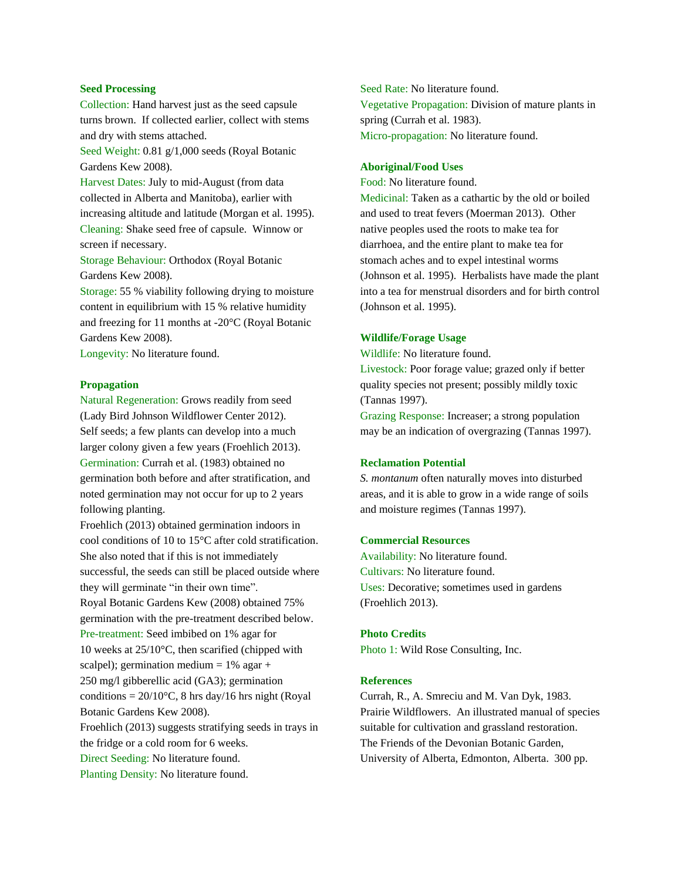## Seed Processing

Collection: Hand harvest just as the seed capsule turns brown. If collected earlier, collect with stems and dry with stems attached.

Seed Weight: 0.81 g/1,000 seeds (Royal Botanic Gardens Kew 2008).

Harvest Dates: July to mid-August (from data collected in Alberta and Manitoba), earlier with increasing altitude and latitude (Morgan et al. 1995).

Cleaning: Shake seed free of capsule. Winnow or screen if necessary.

Storage Behaviour: Orthodox (Royal Botanic Gardens Kew 2008).

Storage: 55 % viability following drying to moisture content in equilibrium with 15 % relative humidity and freezing for 11 months at -20°C (Royal Botanic Gardens Kew 2008).

Longevity: No literature found.

## Propagation

Natural Regeneration: Grows readily from seed (Lady Bird Johnson Wildflower Center 2012). Self seeds; a few plants can develop into a much larger colony given a few years (Froehlich 2013).

Germination: Currah et al. (1983) obtained no germination both before and after stratification, and noted germination may not occur for up to 2 years following planting.

Froehlich (2013) obtained germination indoors in cool conditions of 10 to 15°C after cold stratification. She also noted that if this is not immediately successful, the seeds can still be placed outside where they will germinate "in their own time".

Royal Botanic Gardens Kew (2008) obtained 75% germination with the pre-treatment described below.

Pre-treatment: Seed imbibed on 1% agar for 10 weeks at 25/10°C, then scarified (chipped with scalpel); germination medium = 1% agar + 250 mg/l gibberellic acid (GA3); germination conditions = 20/10°C, 8 hrs day/16 hrs night (Royal Botanic Gardens Kew 2008).

Froehlich (2013) suggests stratifying seeds in trays in the fridge or a cold room for 6 weeks.

Direct Seeding: No literature found.

Planting Density: No literature found.

Seed Rate: No literature found.

Vegetative Propagation: Division of mature plants in spring (Currah et al. 1983).

Micro-propagation: No literature found.

## Aboriginal/Food Uses

Food: No literature found.

Medicinal: Taken as a cathartic by the old or boiled and used to treat fevers (Moerman 2013). Other native peoples used the roots to make tea for diarrhoea, and the entire plant to make tea for stomach aches and to expel intestinal worms (Johnson et al. 1995). Herbalists have made the plant into a tea for menstrual disorders and for birth control (Johnson et al. 1995).

## Wildlife/Forage Usage

Wildlife: No literature found.

Livestock: Poor forage value; grazed only if better quality species not present; possibly mildly toxic (Tannas 1997).

Grazing Response: Increaser; a strong population may be an indication of overgrazing (Tannas 1997).

## Reclamation Potential

*S. montanum* often naturally moves into disturbed areas, and it is able to grow in a wide range of soils and moisture regimes (Tannas 1997).

## Commercial Resources

Availability: No literature found.

Cultivars: No literature found.

Uses: Decorative; sometimes used in gardens (Froehlich 2013).

## Photo Credits

Photo 1: Wild Rose Consulting, Inc.

## References

Currah, R., A. Smreciu and M. Van Dyk, 1983. Prairie Wildflowers. An illustrated manual of species suitable for cultivation and grassland restoration. The Friends of the Devonian Botanic Garden, University of Alberta, Edmonton, Alberta. 300 pp.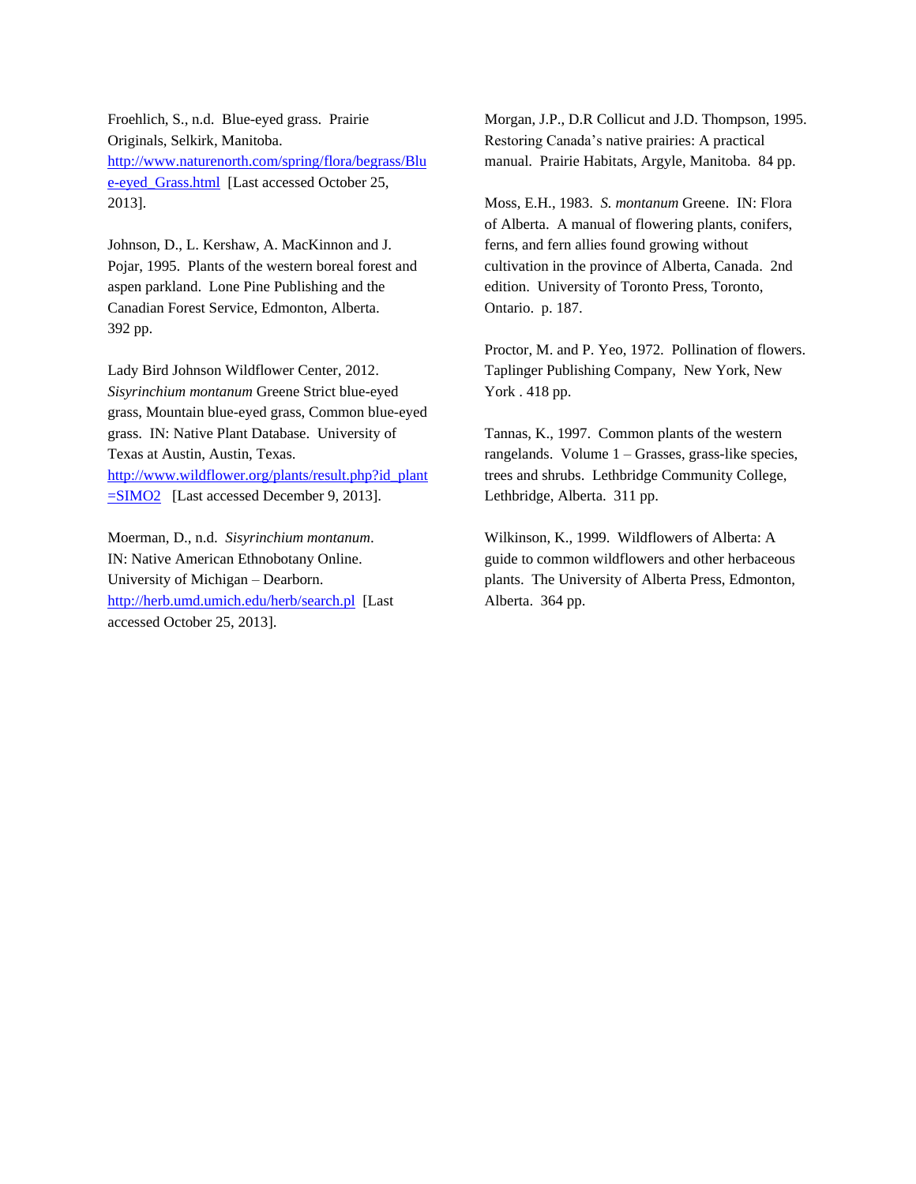Froehlich, S., n.d. Blue-eyed grass. Prairie Originals, Selkirk, Manitoba. http://www.naturenorth.com/spring/flora/begrass/Blue-eyed_Grass.html [Last accessed October 25, 2013].

Johnson, D., L. Kershaw, A. MacKinnon and J. Pojar, 1995. Plants of the western boreal forest and aspen parkland. Lone Pine Publishing and the Canadian Forest Service, Edmonton, Alberta. 392 pp.

Lady Bird Johnson Wildflower Center, 2012. *Sisyrinchium montanum* Greene Strict blue-eyed grass, Mountain blue-eyed grass, Common blue-eyed grass. IN: Native Plant Database. University of Texas at Austin, Austin, Texas. http://www.wildflower.org/plants/result.php?id_plant=SIMO2 [Last accessed December 9, 2013].

Moerman, D., n.d. *Sisyrinchium montanum*. IN: Native American Ethnobotany Online. University of Michigan – Dearborn. http://herb.umd.umich.edu/herb/search.pl [Last accessed October 25, 2013].

Morgan, J.P., D.R Collicut and J.D. Thompson, 1995. Restoring Canada's native prairies: A practical manual. Prairie Habitats, Argyle, Manitoba. 84 pp.

Moss, E.H., 1983. *S. montanum* Greene. IN: Flora of Alberta. A manual of flowering plants, conifers, ferns, and fern allies found growing without cultivation in the province of Alberta, Canada. 2nd edition. University of Toronto Press, Toronto, Ontario. p. 187.

Proctor, M. and P. Yeo, 1972. Pollination of flowers. Taplinger Publishing Company, New York, New York . 418 pp.

Tannas, K., 1997. Common plants of the western rangelands. Volume 1 – Grasses, grass-like species, trees and shrubs. Lethbridge Community College, Lethbridge, Alberta. 311 pp.

Wilkinson, K., 1999. Wildflowers of Alberta: A guide to common wildflowers and other herbaceous plants. The University of Alberta Press, Edmonton, Alberta. 364 pp.